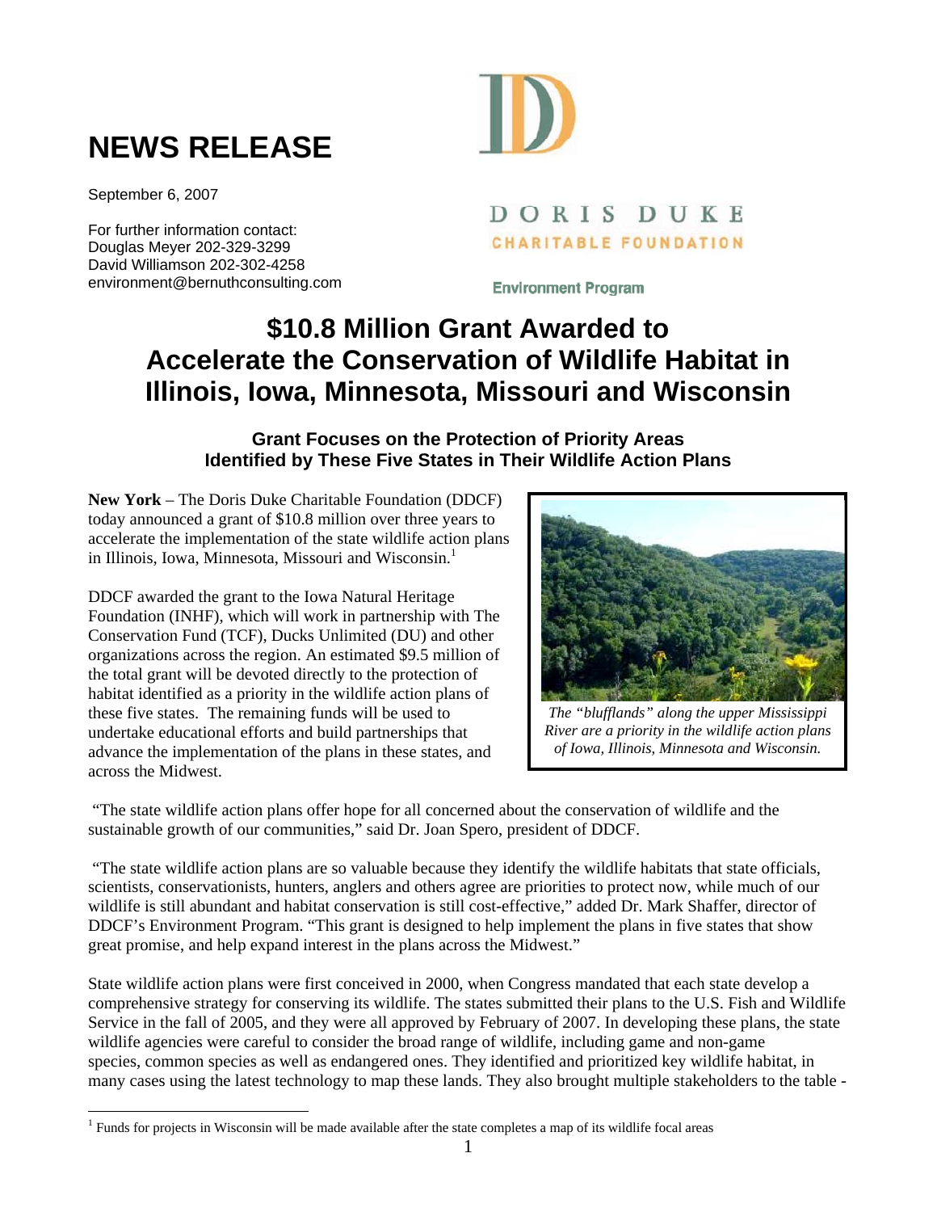# NEWS RELEASE

September 6, 2007

For further information contact:
Douglas Meyer 202-329-3299
David Williamson 202-302-4258
environment@bernuthconsulting.com

DORIS DUKE
CHARITABLE FOUNDATION
Environment Program

## $10.8 Million Grant Awarded to Accelerate the Conservation of Wildlife Habitat in Illinois, Iowa, Minnesota, Missouri and Wisconsin

### Grant Focuses on the Protection of Priority Areas Identified by These Five States in Their Wildlife Action Plans

**New York** – The Doris Duke Charitable Foundation (DDCF) today announced a grant of $10.8 million over three years to accelerate the implementation of the state wildlife action plans in Illinois, Iowa, Minnesota, Missouri and Wisconsin.[1]

DDCF awarded the grant to the Iowa Natural Heritage Foundation (INHF), which will work in partnership with The Conservation Fund (TCF), Ducks Unlimited (DU) and other organizations across the region. An estimated $9.5 million of the total grant will be devoted directly to the protection of habitat identified as a priority in the wildlife action plans of these five states. The remaining funds will be used to undertake educational efforts and build partnerships that advance the implementation of the plans in these states, and across the Midwest.

*The "blufflands" along the upper Mississippi River are a priority in the wildlife action plans of Iowa, Illinois, Minnesota and Wisconsin.*

"The state wildlife action plans offer hope for all concerned about the conservation of wildlife and the sustainable growth of our communities," said Dr. Joan Spero, president of DDCF.

"The state wildlife action plans are so valuable because they identify the wildlife habitats that state officials, scientists, conservationists, hunters, anglers and others agree are priorities to protect now, while much of our wildlife is still abundant and habitat conservation is still cost-effective," added Dr. Mark Shaffer, director of DDCF's Environment Program. "This grant is designed to help implement the plans in five states that show great promise, and help expand interest in the plans across the Midwest."

State wildlife action plans were first conceived in 2000, when Congress mandated that each state develop a comprehensive strategy for conserving its wildlife. The states submitted their plans to the U.S. Fish and Wildlife Service in the fall of 2005, and they were all approved by February of 2007. In developing these plans, the state wildlife agencies were careful to consider the broad range of wildlife, including game and non-game species, common species as well as endangered ones. They identified and prioritized key wildlife habitat, in many cases using the latest technology to map these lands. They also brought multiple stakeholders to the table -

[1] Funds for projects in Wisconsin will be made available after the state completes a map of its wildlife focal areas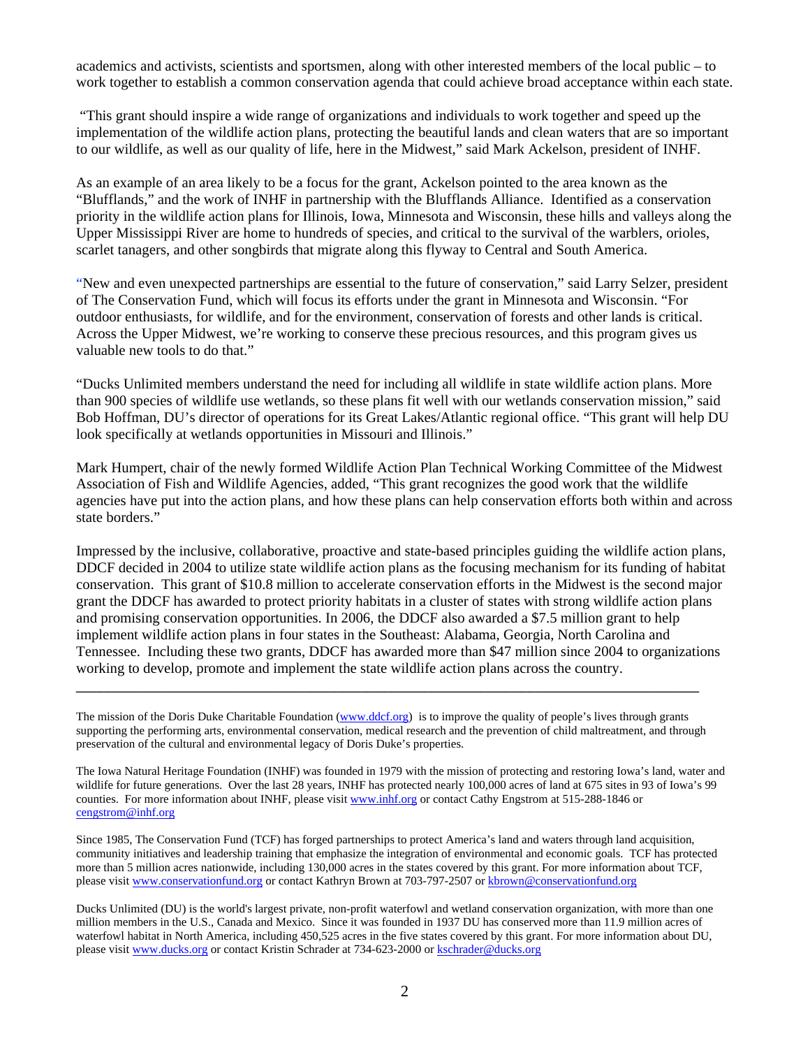academics and activists, scientists and sportsmen, along with other interested members of the local public – to work together to establish a common conservation agenda that could achieve broad acceptance within each state.

"This grant should inspire a wide range of organizations and individuals to work together and speed up the implementation of the wildlife action plans, protecting the beautiful lands and clean waters that are so important to our wildlife, as well as our quality of life, here in the Midwest," said Mark Ackelson, president of INHF.

As an example of an area likely to be a focus for the grant, Ackelson pointed to the area known as the "Blufflands," and the work of INHF in partnership with the Blufflands Alliance. Identified as a conservation priority in the wildlife action plans for Illinois, Iowa, Minnesota and Wisconsin, these hills and valleys along the Upper Mississippi River are home to hundreds of species, and critical to the survival of the warblers, orioles, scarlet tanagers, and other songbirds that migrate along this flyway to Central and South America.

"New and even unexpected partnerships are essential to the future of conservation," said Larry Selzer, president of The Conservation Fund, which will focus its efforts under the grant in Minnesota and Wisconsin. "For outdoor enthusiasts, for wildlife, and for the environment, conservation of forests and other lands is critical. Across the Upper Midwest, we're working to conserve these precious resources, and this program gives us valuable new tools to do that."

"Ducks Unlimited members understand the need for including all wildlife in state wildlife action plans. More than 900 species of wildlife use wetlands, so these plans fit well with our wetlands conservation mission," said Bob Hoffman, DU's director of operations for its Great Lakes/Atlantic regional office. "This grant will help DU look specifically at wetlands opportunities in Missouri and Illinois."

Mark Humpert, chair of the newly formed Wildlife Action Plan Technical Working Committee of the Midwest Association of Fish and Wildlife Agencies, added, "This grant recognizes the good work that the wildlife agencies have put into the action plans, and how these plans can help conservation efforts both within and across state borders."

Impressed by the inclusive, collaborative, proactive and state-based principles guiding the wildlife action plans, DDCF decided in 2004 to utilize state wildlife action plans as the focusing mechanism for its funding of habitat conservation. This grant of $10.8 million to accelerate conservation efforts in the Midwest is the second major grant the DDCF has awarded to protect priority habitats in a cluster of states with strong wildlife action plans and promising conservation opportunities. In 2006, the DDCF also awarded a $7.5 million grant to help implement wildlife action plans in four states in the Southeast: Alabama, Georgia, North Carolina and Tennessee. Including these two grants, DDCF has awarded more than $47 million since 2004 to organizations working to develop, promote and implement the state wildlife action plans across the country.

---

The mission of the Doris Duke Charitable Foundation (www.ddcf.org) is to improve the quality of people's lives through grants supporting the performing arts, environmental conservation, medical research and the prevention of child maltreatment, and through preservation of the cultural and environmental legacy of Doris Duke's properties.

The Iowa Natural Heritage Foundation (INHF) was founded in 1979 with the mission of protecting and restoring Iowa's land, water and wildlife for future generations. Over the last 28 years, INHF has protected nearly 100,000 acres of land at 675 sites in 93 of Iowa's 99 counties. For more information about INHF, please visit www.inhf.org or contact Cathy Engstrom at 515-288-1846 or cengstrom@inhf.org

Since 1985, The Conservation Fund (TCF) has forged partnerships to protect America's land and waters through land acquisition, community initiatives and leadership training that emphasize the integration of environmental and economic goals. TCF has protected more than 5 million acres nationwide, including 130,000 acres in the states covered by this grant. For more information about TCF, please visit www.conservationfund.org or contact Kathryn Brown at 703-797-2507 or kbrown@conservationfund.org

Ducks Unlimited (DU) is the world's largest private, non-profit waterfowl and wetland conservation organization, with more than one million members in the U.S., Canada and Mexico. Since it was founded in 1937 DU has conserved more than 11.9 million acres of waterfowl habitat in North America, including 450,525 acres in the five states covered by this grant. For more information about DU, please visit www.ducks.org or contact Kristin Schrader at 734-623-2000 or kschrader@ducks.org